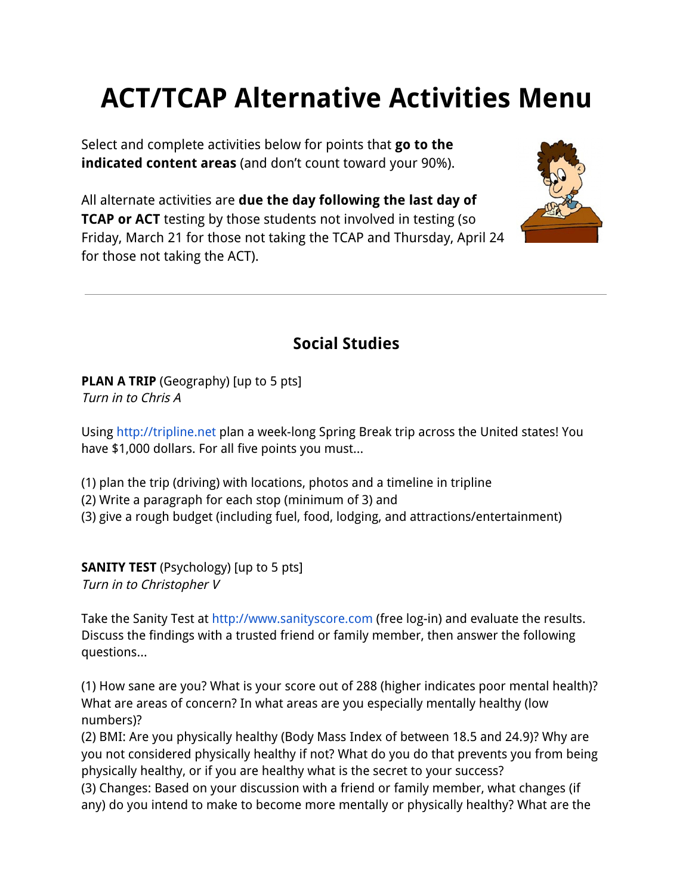# ACT/TCAP Alternative Activities Menu

Select and complete activities below for points that **go to the indicated content areas** (and don't count toward your 90%).

All alternate activities are **due the day following the last day of TCAP or ACT** testing by those students not involved in testing (so Friday, March 21 for those not taking the TCAP and Thursday, April 24 for those not taking the ACT).

---

## Social Studies

**PLAN A TRIP** (Geography) [up to 5 pts]
*Turn in to Chris A*

Using http://tripline.net plan a week-long Spring Break trip across the United states! You have $1,000 dollars. For all five points you must...

(1) plan the trip (driving) with locations, photos and a timeline in tripline
(2) Write a paragraph for each stop (minimum of 3) and
(3) give a rough budget (including fuel, food, lodging, and attractions/entertainment)

**SANITY TEST** (Psychology) [up to 5 pts]
*Turn in to Christopher V*

Take the Sanity Test at http://www.sanityscore.com (free log-in) and evaluate the results. Discuss the findings with a trusted friend or family member, then answer the following questions...

(1) How sane are you? What is your score out of 288 (higher indicates poor mental health)? What are areas of concern? In what areas are you especially mentally healthy (low numbers)?
(2) BMI: Are you physically healthy (Body Mass Index of between 18.5 and 24.9)? Why are you not considered physically healthy if not? What do you do that prevents you from being physically healthy, or if you are healthy what is the secret to your success?
(3) Changes: Based on your discussion with a friend or family member, what changes (if any) do you intend to make to become more mentally or physically healthy? What are the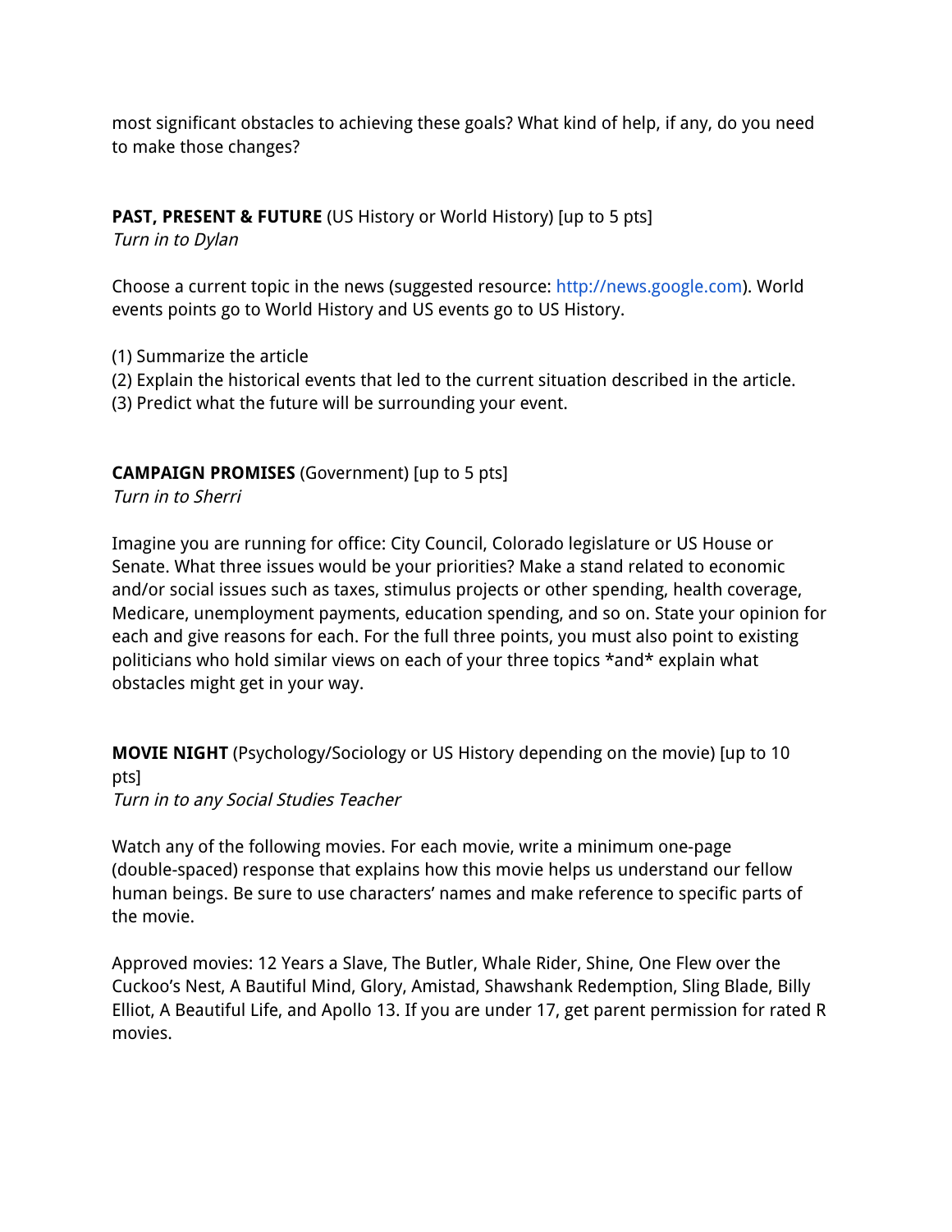most significant obstacles to achieving these goals? What kind of help, if any, do you need to make those changes?

**PAST, PRESENT & FUTURE** (US History or World History) [up to 5 pts]
*Turn in to Dylan*

Choose a current topic in the news (suggested resource: http://news.google.com). World events points go to World History and US events go to US History.

(1) Summarize the article
(2) Explain the historical events that led to the current situation described in the article.
(3) Predict what the future will be surrounding your event.

**CAMPAIGN PROMISES** (Government) [up to 5 pts]
*Turn in to Sherri*

Imagine you are running for office: City Council, Colorado legislature or US House or Senate. What three issues would be your priorities? Make a stand related to economic and/or social issues such as taxes, stimulus projects or other spending, health coverage, Medicare, unemployment payments, education spending, and so on. State your opinion for each and give reasons for each. For the full three points, you must also point to existing politicians who hold similar views on each of your three topics *and* explain what obstacles might get in your way.

**MOVIE NIGHT** (Psychology/Sociology or US History depending on the movie) [up to 10 pts]
*Turn in to any Social Studies Teacher*

Watch any of the following movies. For each movie, write a minimum one-page (double-spaced) response that explains how this movie helps us understand our fellow human beings. Be sure to use characters' names and make reference to specific parts of the movie.

Approved movies: 12 Years a Slave, The Butler, Whale Rider, Shine, One Flew over the Cuckoo's Nest, A Bautiful Mind, Glory, Amistad, Shawshank Redemption, Sling Blade, Billy Elliot, A Beautiful Life, and Apollo 13. If you are under 17, get parent permission for rated R movies.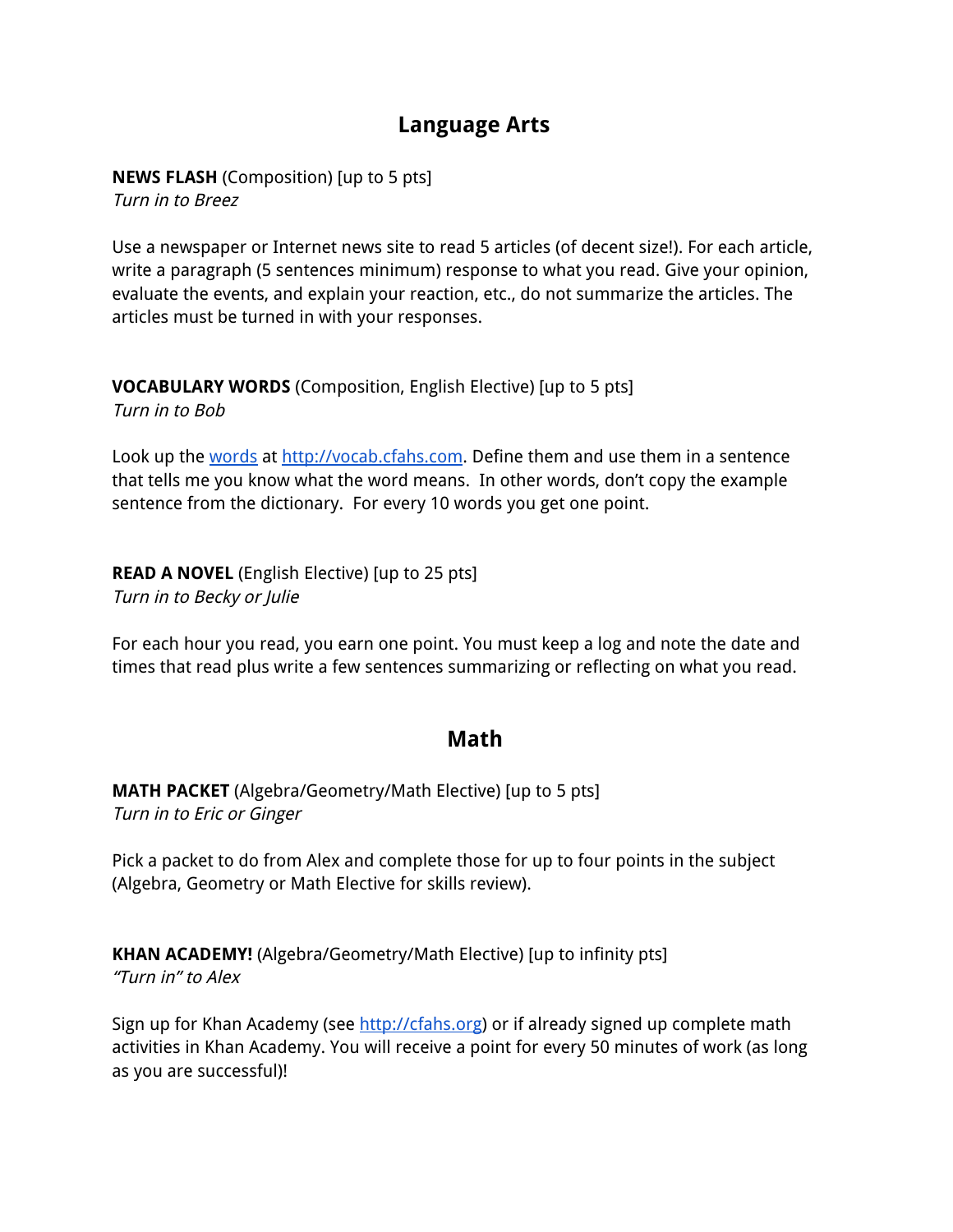## Language Arts

**NEWS FLASH** (Composition) [up to 5 pts]
*Turn in to Breez*

Use a newspaper or Internet news site to read 5 articles (of decent size!). For each article, write a paragraph (5 sentences minimum) response to what you read. Give your opinion, evaluate the events, and explain your reaction, etc., do not summarize the articles. The articles must be turned in with your responses.

**VOCABULARY WORDS** (Composition, English Elective) [up to 5 pts]
*Turn in to Bob*

Look up the words at http://vocab.cfahs.com. Define them and use them in a sentence that tells me you know what the word means. In other words, don't copy the example sentence from the dictionary. For every 10 words you get one point.

**READ A NOVEL** (English Elective) [up to 25 pts]
*Turn in to Becky or Julie*

For each hour you read, you earn one point. You must keep a log and note the date and times that read plus write a few sentences summarizing or reflecting on what you read.

## Math

**MATH PACKET** (Algebra/Geometry/Math Elective) [up to 5 pts]
*Turn in to Eric or Ginger*

Pick a packet to do from Alex and complete those for up to four points in the subject (Algebra, Geometry or Math Elective for skills review).

**KHAN ACADEMY!** (Algebra/Geometry/Math Elective) [up to infinity pts]
*"Turn in" to Alex*

Sign up for Khan Academy (see http://cfahs.org) or if already signed up complete math activities in Khan Academy. You will receive a point for every 50 minutes of work (as long as you are successful)!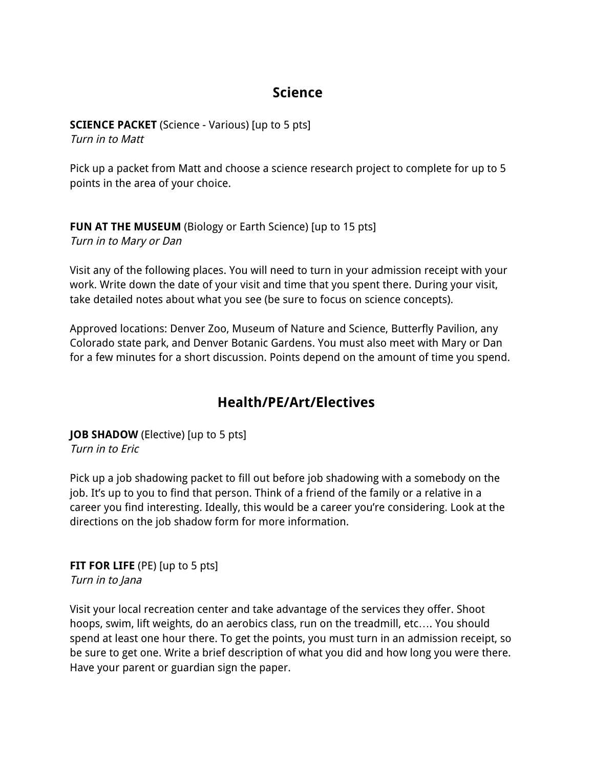## Science

**SCIENCE PACKET** (Science - Various) [up to 5 pts]
*Turn in to Matt*

Pick up a packet from Matt and choose a science research project to complete for up to 5 points in the area of your choice.

**FUN AT THE MUSEUM** (Biology or Earth Science) [up to 15 pts]
*Turn in to Mary or Dan*

Visit any of the following places. You will need to turn in your admission receipt with your work. Write down the date of your visit and time that you spent there. During your visit, take detailed notes about what you see (be sure to focus on science concepts).

Approved locations: Denver Zoo, Museum of Nature and Science, Butterfly Pavilion, any Colorado state park, and Denver Botanic Gardens. You must also meet with Mary or Dan for a few minutes for a short discussion. Points depend on the amount of time you spend.

## Health/PE/Art/Electives

**JOB SHADOW** (Elective) [up to 5 pts]
*Turn in to Eric*

Pick up a job shadowing packet to fill out before job shadowing with a somebody on the job. It's up to you to find that person. Think of a friend of the family or a relative in a career you find interesting. Ideally, this would be a career you're considering. Look at the directions on the job shadow form for more information.

**FIT FOR LIFE** (PE) [up to 5 pts]
*Turn in to Jana*

Visit your local recreation center and take advantage of the services they offer. Shoot hoops, swim, lift weights, do an aerobics class, run on the treadmill, etc…. You should spend at least one hour there. To get the points, you must turn in an admission receipt, so be sure to get one. Write a brief description of what you did and how long you were there. Have your parent or guardian sign the paper.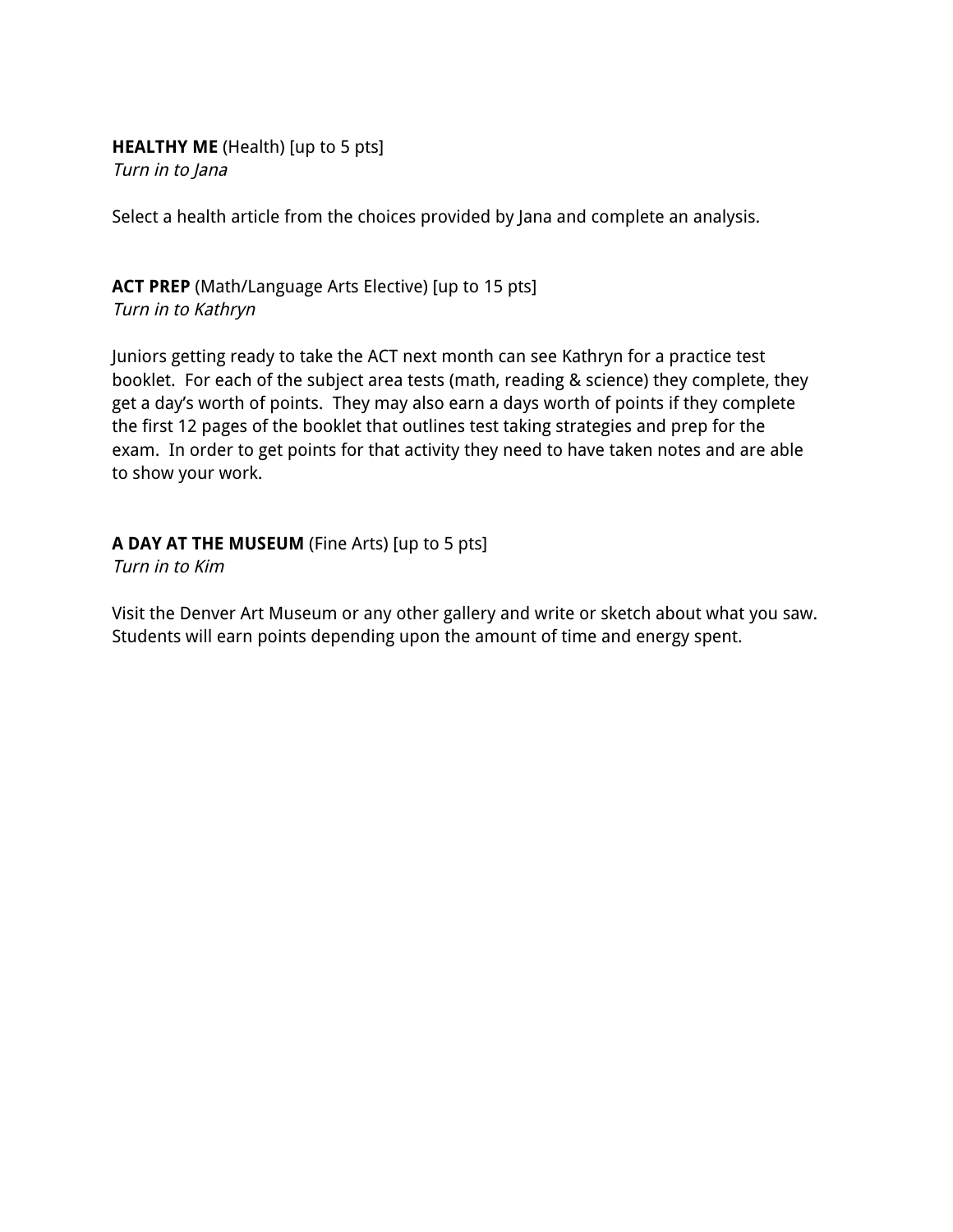**HEALTHY ME** (Health) [up to 5 pts]
*Turn in to Jana*

Select a health article from the choices provided by Jana and complete an analysis.

**ACT PREP** (Math/Language Arts Elective) [up to 15 pts]
*Turn in to Kathryn*

Juniors getting ready to take the ACT next month can see Kathryn for a practice test booklet. For each of the subject area tests (math, reading & science) they complete, they get a day's worth of points. They may also earn a days worth of points if they complete the first 12 pages of the booklet that outlines test taking strategies and prep for the exam. In order to get points for that activity they need to have taken notes and are able to show your work.

**A DAY AT THE MUSEUM** (Fine Arts) [up to 5 pts]
*Turn in to Kim*

Visit the Denver Art Museum or any other gallery and write or sketch about what you saw. Students will earn points depending upon the amount of time and energy spent.